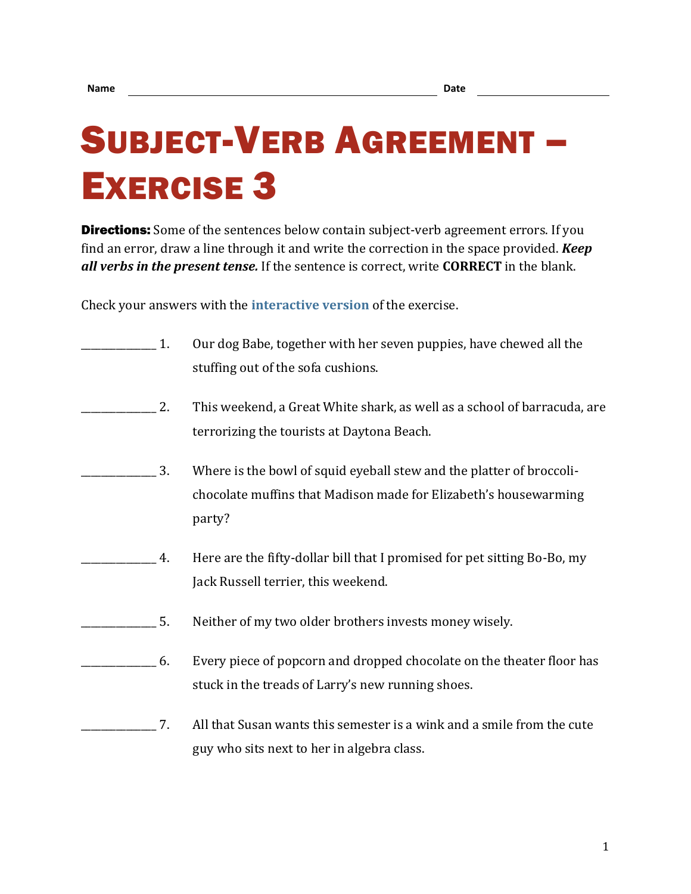Name ______________________________ Date ______________

# Subject-Verb Agreement – Exercise 3

**Directions:** Some of the sentences below contain subject-verb agreement errors. If you find an error, draw a line through it and write the correction in the space provided. ***Keep all verbs in the present tense.*** If the sentence is correct, write **CORRECT** in the blank.

Check your answers with the **interactive version** of the exercise.

_____________ 1. Our dog Babe, together with her seven puppies, have chewed all the stuffing out of the sofa cushions.

_____________ 2. This weekend, a Great White shark, as well as a school of barracuda, are terrorizing the tourists at Daytona Beach.

_____________ 3. Where is the bowl of squid eyeball stew and the platter of broccoli-chocolate muffins that Madison made for Elizabeth's housewarming party?

_____________ 4. Here are the fifty-dollar bill that I promised for pet sitting Bo-Bo, my Jack Russell terrier, this weekend.

_____________ 5. Neither of my two older brothers invests money wisely.

_____________ 6. Every piece of popcorn and dropped chocolate on the theater floor has stuck in the treads of Larry's new running shoes.

_____________ 7. All that Susan wants this semester is a wink and a smile from the cute guy who sits next to her in algebra class.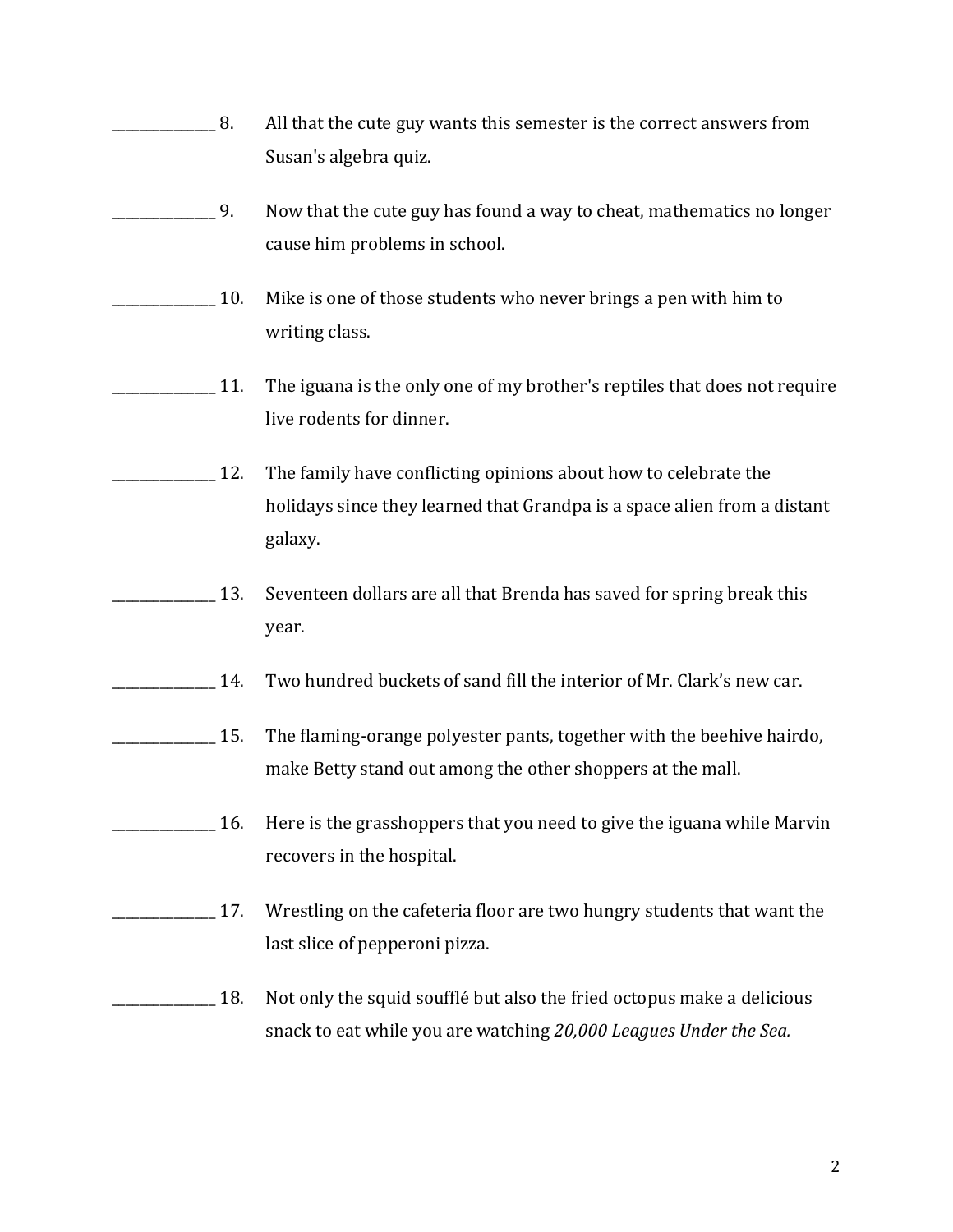______________ 8. All that the cute guy wants this semester is the correct answers from Susan's algebra quiz.

______________ 9. Now that the cute guy has found a way to cheat, mathematics no longer cause him problems in school.

______________ 10. Mike is one of those students who never brings a pen with him to writing class.

______________ 11. The iguana is the only one of my brother's reptiles that does not require live rodents for dinner.

______________ 12. The family have conflicting opinions about how to celebrate the holidays since they learned that Grandpa is a space alien from a distant galaxy.

______________ 13. Seventeen dollars are all that Brenda has saved for spring break this year.

______________ 14. Two hundred buckets of sand fill the interior of Mr. Clark's new car.

______________ 15. The flaming-orange polyester pants, together with the beehive hairdo, make Betty stand out among the other shoppers at the mall.

______________ 16. Here is the grasshoppers that you need to give the iguana while Marvin recovers in the hospital.

______________ 17. Wrestling on the cafeteria floor are two hungry students that want the last slice of pepperoni pizza.

______________ 18. Not only the squid soufflé but also the fried octopus make a delicious snack to eat while you are watching *20,000 Leagues Under the Sea.*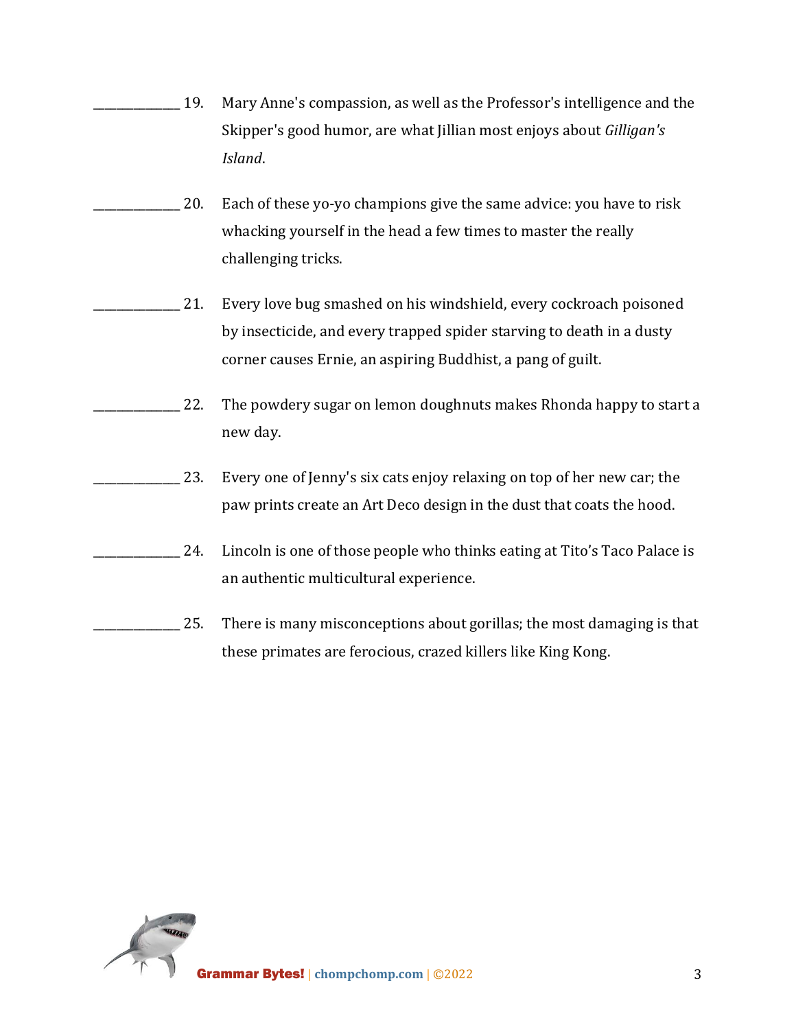_____________ 19. Mary Anne's compassion, as well as the Professor's intelligence and the Skipper's good humor, are what Jillian most enjoys about *Gilligan's Island*.

_____________ 20. Each of these yo-yo champions give the same advice: you have to risk whacking yourself in the head a few times to master the really challenging tricks.

_____________ 21. Every love bug smashed on his windshield, every cockroach poisoned by insecticide, and every trapped spider starving to death in a dusty corner causes Ernie, an aspiring Buddhist, a pang of guilt.

_____________ 22. The powdery sugar on lemon doughnuts makes Rhonda happy to start a new day.

_____________ 23. Every one of Jenny's six cats enjoy relaxing on top of her new car; the paw prints create an Art Deco design in the dust that coats the hood.

_____________ 24. Lincoln is one of those people who thinks eating at Tito's Taco Palace is an authentic multicultural experience.

_____________ 25. There is many misconceptions about gorillas; the most damaging is that these primates are ferocious, crazed killers like King Kong.